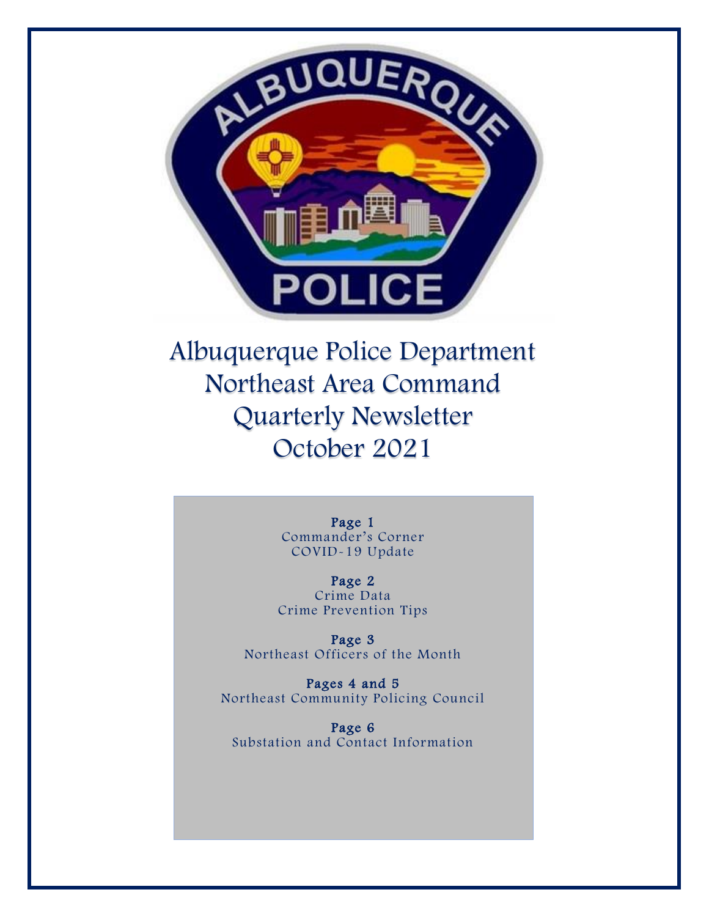# Albuquerque Police Department Northeast Area Command Quarterly Newsletter October 2021

**Page 1**
Commander's Corner
COVID-19 Update

**Page 2**
Crime Data
Crime Prevention Tips

**Page 3**
Northeast Officers of the Month

**Pages 4 and 5**
Northeast Community Policing Council

**Page 6**
Substation and Contact Information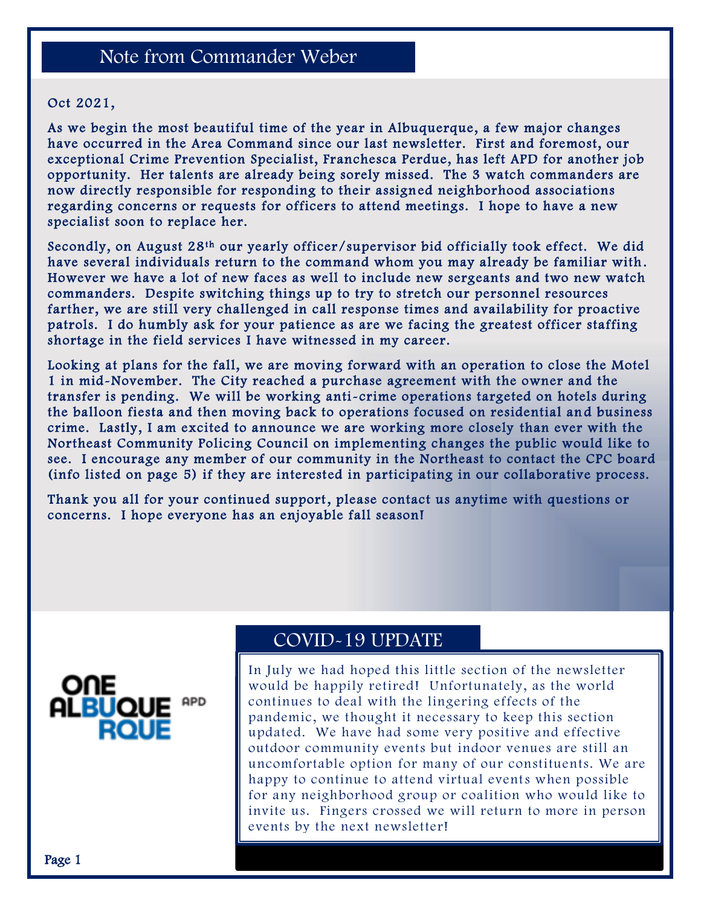## Note from Commander Weber

Oct 2021,

As we begin the most beautiful time of the year in Albuquerque, a few major changes have occurred in the Area Command since our last newsletter. First and foremost, our exceptional Crime Prevention Specialist, Franchesca Perdue, has left APD for another job opportunity. Her talents are already being sorely missed. The 3 watch commanders are now directly responsible for responding to their assigned neighborhood associations regarding concerns or requests for officers to attend meetings. I hope to have a new specialist soon to replace her.

Secondly, on August 28th our yearly officer/supervisor bid officially took effect. We did have several individuals return to the command whom you may already be familiar with. However we have a lot of new faces as well to include new sergeants and two new watch commanders. Despite switching things up to try to stretch our personnel resources farther, we are still very challenged in call response times and availability for proactive patrols. I do humbly ask for your patience as are we facing the greatest officer staffing shortage in the field services I have witnessed in my career.

Looking at plans for the fall, we are moving forward with an operation to close the Motel 1 in mid-November. The City reached a purchase agreement with the owner and the transfer is pending. We will be working anti-crime operations targeted on hotels during the balloon fiesta and then moving back to operations focused on residential and business crime. Lastly, I am excited to announce we are working more closely than ever with the Northeast Community Policing Council on implementing changes the public would like to see. I encourage any member of our community in the Northeast to contact the CPC board (info listed on page 5) if they are interested in participating in our collaborative process.

Thank you all for your continued support, please contact us anytime with questions or concerns. I hope everyone has an enjoyable fall season!

ONE ALBUQUERQUE APD

## COVID-19 UPDATE

In July we had hoped this little section of the newsletter would be happily retired! Unfortunately, as the world continues to deal with the lingering effects of the pandemic, we thought it necessary to keep this section updated. We have had some very positive and effective outdoor community events but indoor venues are still an uncomfortable option for many of our constituents. We are happy to continue to attend virtual events when possible for any neighborhood group or coalition who would like to invite us. Fingers crossed we will return to more in person events by the next newsletter!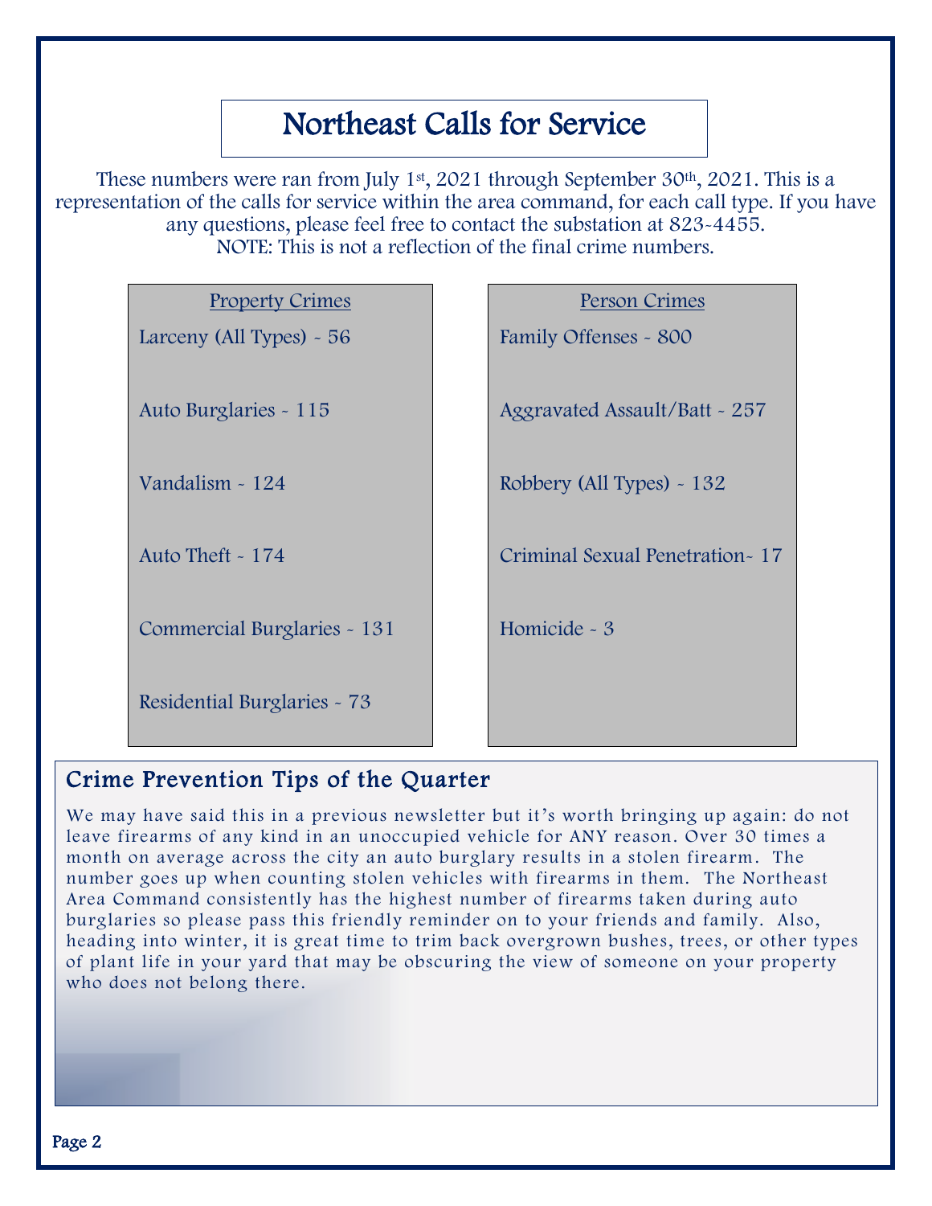# Northeast Calls for Service

These numbers were ran from July 1st, 2021 through September 30th, 2021. This is a representation of the calls for service within the area command, for each call type. If you have any questions, please feel free to contact the substation at 823-4455.
NOTE: This is not a reflection of the final crime numbers.

<u>Property Crimes</u>

Larceny (All Types) - 56

Auto Burglaries - 115

Vandalism - 124

Auto Theft - 174

Commercial Burglaries - 131

Residential Burglaries - 73

<u>Person Crimes</u>

Family Offenses - 800

Aggravated Assault/Batt - 257

Robbery (All Types) - 132

Criminal Sexual Penetration- 17

Homicide - 3

## Crime Prevention Tips of the Quarter

We may have said this in a previous newsletter but it's worth bringing up again: do not leave firearms of any kind in an unoccupied vehicle for ANY reason. Over 30 times a month on average across the city an auto burglary results in a stolen firearm. The number goes up when counting stolen vehicles with firearms in them. The Northeast Area Command consistently has the highest number of firearms taken during auto burglaries so please pass this friendly reminder on to your friends and family. Also, heading into winter, it is great time to trim back overgrown bushes, trees, or other types of plant life in your yard that may be obscuring the view of someone on your property who does not belong there.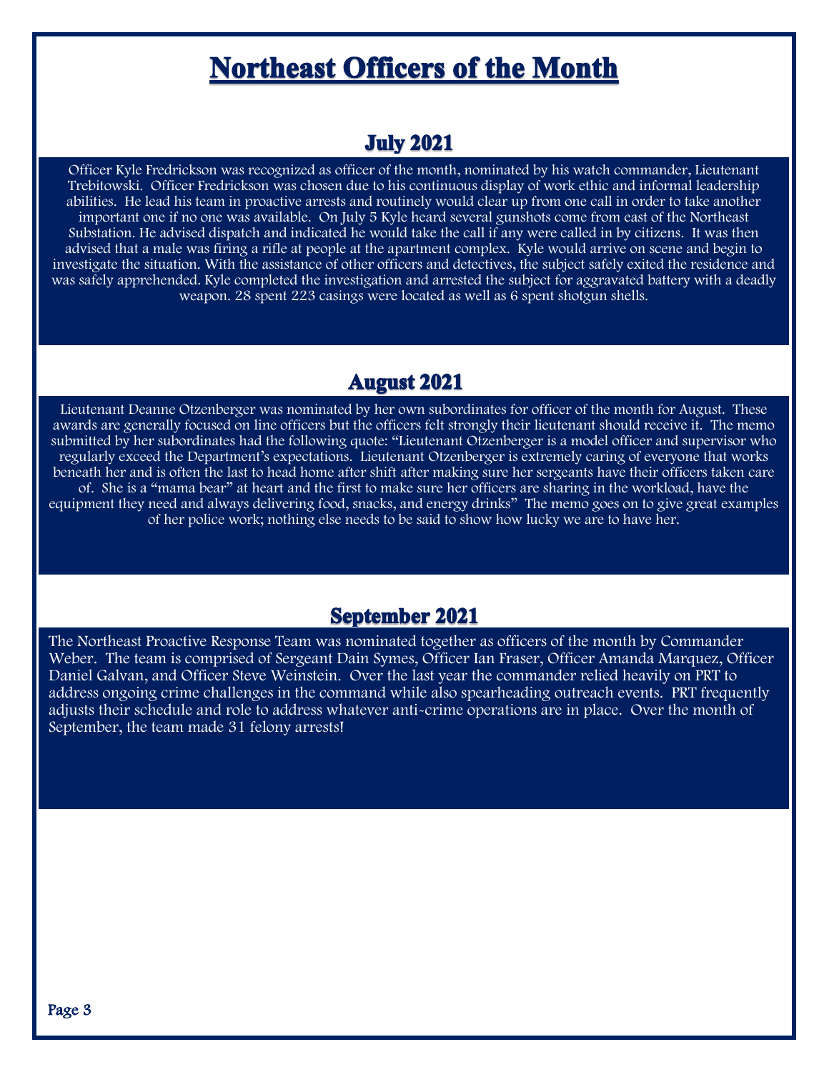# Northeast Officers of the Month

## July 2021

Officer Kyle Fredrickson was recognized as officer of the month, nominated by his watch commander, Lieutenant Trebitowski. Officer Fredrickson was chosen due to his continuous display of work ethic and informal leadership abilities. He lead his team in proactive arrests and routinely would clear up from one call in order to take another important one if no one was available. On July 5 Kyle heard several gunshots come from east of the Northeast Substation. He advised dispatch and indicated he would take the call if any were called in by citizens. It was then advised that a male was firing a rifle at people at the apartment complex. Kyle would arrive on scene and begin to investigate the situation. With the assistance of other officers and detectives, the subject safely exited the residence and was safely apprehended. Kyle completed the investigation and arrested the subject for aggravated battery with a deadly weapon. 28 spent 223 casings were located as well as 6 spent shotgun shells.

## August 2021

Lieutenant Deanne Otzenberger was nominated by her own subordinates for officer of the month for August. These awards are generally focused on line officers but the officers felt strongly their lieutenant should receive it. The memo submitted by her subordinates had the following quote: "Lieutenant Otzenberger is a model officer and supervisor who regularly exceed the Department's expectations. Lieutenant Otzenberger is extremely caring of everyone that works beneath her and is often the last to head home after shift after making sure her sergeants have their officers taken care of. She is a "mama bear" at heart and the first to make sure her officers are sharing in the workload, have the equipment they need and always delivering food, snacks, and energy drinks" The memo goes on to give great examples of her police work; nothing else needs to be said to show how lucky we are to have her.

## September 2021

The Northeast Proactive Response Team was nominated together as officers of the month by Commander Weber. The team is comprised of Sergeant Dain Symes, Officer Ian Fraser, Officer Amanda Marquez, Officer Daniel Galvan, and Officer Steve Weinstein. Over the last year the commander relied heavily on PRT to address ongoing crime challenges in the command while also spearheading outreach events. PRT frequently adjusts their schedule and role to address whatever anti-crime operations are in place. Over the month of September, the team made 31 felony arrests!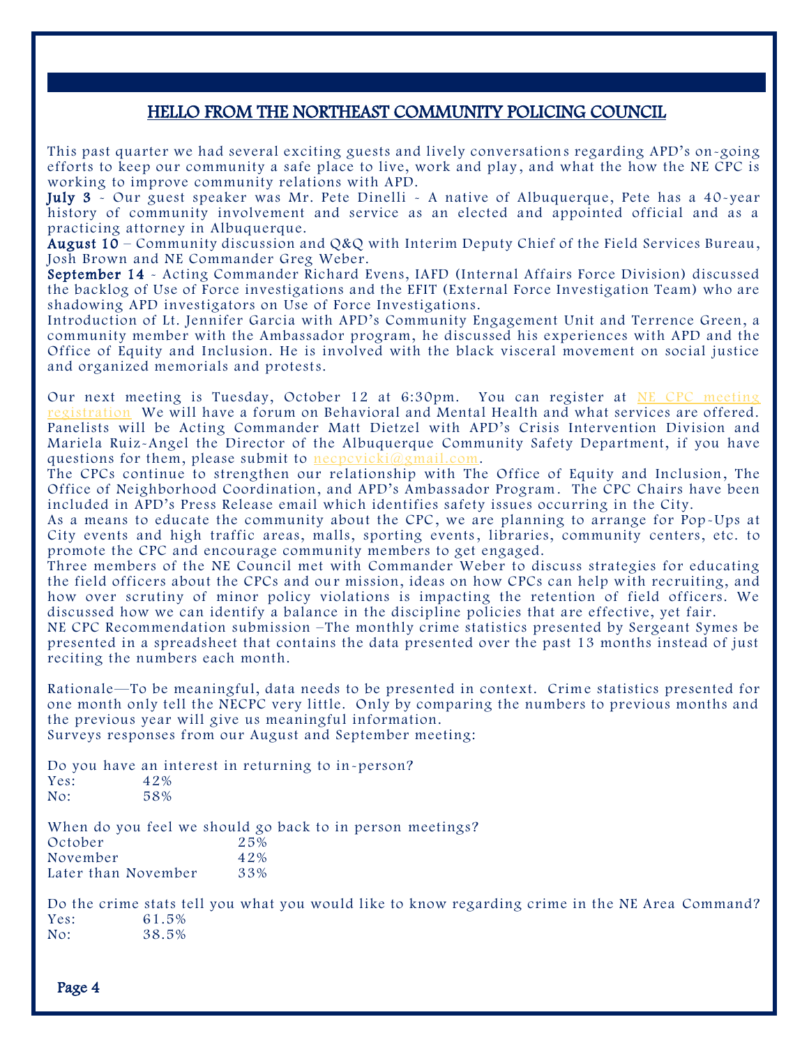## HELLO FROM THE NORTHEAST COMMUNITY POLICING COUNCIL

This past quarter we had several exciting guests and lively conversations regarding APD's on-going efforts to keep our community a safe place to live, work and play, and what the how the NE CPC is working to improve community relations with APD.

**July 3** - Our guest speaker was Mr. Pete Dinelli - A native of Albuquerque, Pete has a 40-year history of community involvement and service as an elected and appointed official and as a practicing attorney in Albuquerque.

**August 10** – Community discussion and Q&Q with Interim Deputy Chief of the Field Services Bureau, Josh Brown and NE Commander Greg Weber.

**September 14** - Acting Commander Richard Evens, IAFD (Internal Affairs Force Division) discussed the backlog of Use of Force investigations and the EFIT (External Force Investigation Team) who are shadowing APD investigators on Use of Force Investigations.

Introduction of Lt. Jennifer Garcia with APD's Community Engagement Unit and Terrence Green, a community member with the Ambassador program, he discussed his experiences with APD and the Office of Equity and Inclusion. He is involved with the black visceral movement on social justice and organized memorials and protests.

Our next meeting is Tuesday, October 12 at 6:30pm. You can register at NE CPC meeting registration We will have a forum on Behavioral and Mental Health and what services are offered. Panelists will be Acting Commander Matt Dietzel with APD's Crisis Intervention Division and Mariela Ruiz-Angel the Director of the Albuquerque Community Safety Department, if you have questions for them, please submit to necpcvicki@gmail.com.

The CPCs continue to strengthen our relationship with The Office of Equity and Inclusion, The Office of Neighborhood Coordination, and APD's Ambassador Program. The CPC Chairs have been included in APD's Press Release email which identifies safety issues occurring in the City.

As a means to educate the community about the CPC, we are planning to arrange for Pop-Ups at City events and high traffic areas, malls, sporting events, libraries, community centers, etc. to promote the CPC and encourage community members to get engaged.

Three members of the NE Council met with Commander Weber to discuss strategies for educating the field officers about the CPCs and our mission, ideas on how CPCs can help with recruiting, and how over scrutiny of minor policy violations is impacting the retention of field officers. We discussed how we can identify a balance in the discipline policies that are effective, yet fair.

NE CPC Recommendation submission –The monthly crime statistics presented by Sergeant Symes be presented in a spreadsheet that contains the data presented over the past 13 months instead of just reciting the numbers each month.

Rationale—To be meaningful, data needs to be presented in context. Crime statistics presented for one month only tell the NECPC very little. Only by comparing the numbers to previous months and the previous year will give us meaningful information.

Surveys responses from our August and September meeting:

Do you have an interest in returning to in-person?

| | |
|---|---|
| Yes: | 42% |
| No: | 58% |

When do you feel we should go back to in person meetings?

| | |
|---|---|
| October | 25% |
| November | 42% |
| Later than November | 33% |

Do the crime stats tell you what you would like to know regarding crime in the NE Area Command?

| | |
|---|---|
| Yes: | 61.5% |
| No: | 38.5% |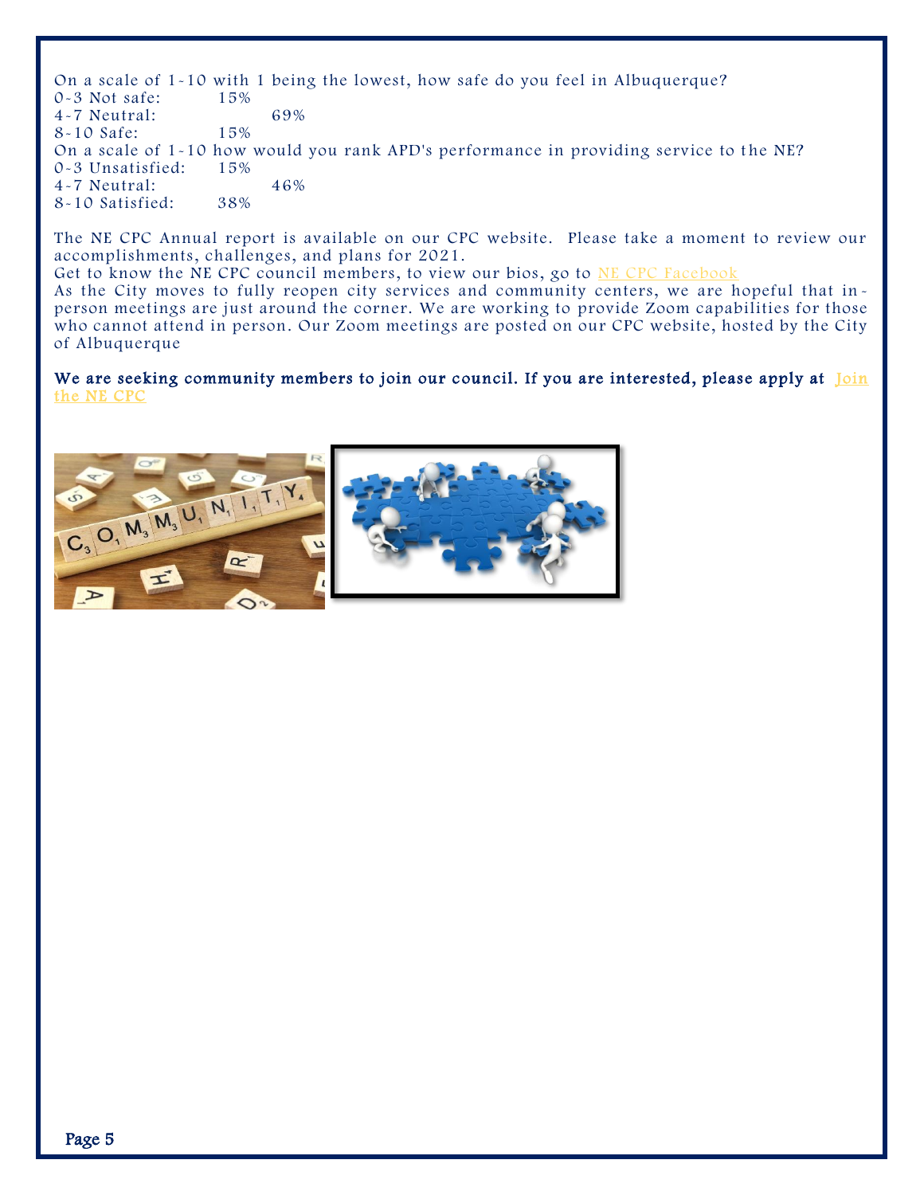On a scale of 1-10 with 1 being the lowest, how safe do you feel in Albuquerque?

| | |
|---|---|
| 0-3 Not safe: | 15% |
| 4-7 Neutral: | 69% |
| 8-10 Safe: | 15% |

On a scale of 1-10 how would you rank APD's performance in providing service to the NE?

| | |
|---|---|
| 0-3 Unsatisfied: | 15% |
| 4-7 Neutral: | 46% |
| 8-10 Satisfied: | 38% |

The NE CPC Annual report is available on our CPC website. Please take a moment to review our accomplishments, challenges, and plans for 2021.

Get to know the NE CPC council members, to view our bios, go to NE CPC Facebook

As the City moves to fully reopen city services and community centers, we are hopeful that in-person meetings are just around the corner. We are working to provide Zoom capabilities for those who cannot attend in person. Our Zoom meetings are posted on our CPC website, hosted by the City of Albuquerque

**We are seeking community members to join our council. If you are interested, please apply at Join the NE CPC**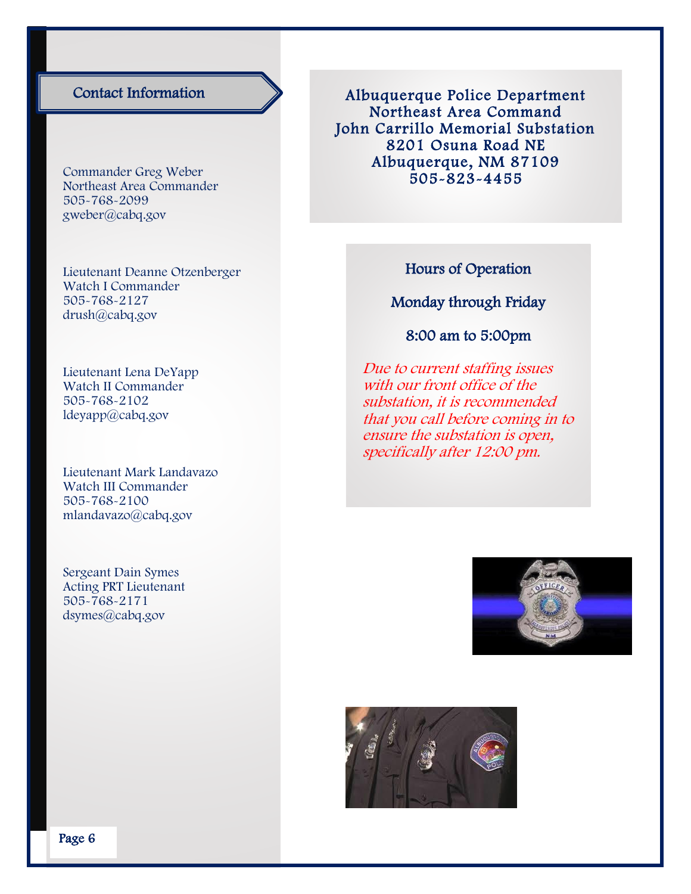## Contact Information

Commander Greg Weber
Northeast Area Commander
505-768-2099
gweber@cabq.gov

Lieutenant Deanne Otzenberger
Watch I Commander
505-768-2127
drush@cabq.gov

Lieutenant Lena DeYapp
Watch II Commander
505-768-2102
ldeyapp@cabq.gov

Lieutenant Mark Landavazo
Watch III Commander
505-768-2100
mlandavazo@cabq.gov

Sergeant Dain Symes
Acting PRT Lieutenant
505-768-2171
dsymes@cabq.gov

**Albuquerque Police Department**
**Northeast Area Command**
**John Carrillo Memorial Substation**
**8201 Osuna Road NE**
**Albuquerque, NM 87109**
**505-823-4455**

### Hours of Operation

**Monday through Friday**

**8:00 am to 5:00pm**

*Due to current staffing issues with our front office of the substation, it is recommended that you call before coming in to ensure the substation is open, specifically after 12:00 pm.*